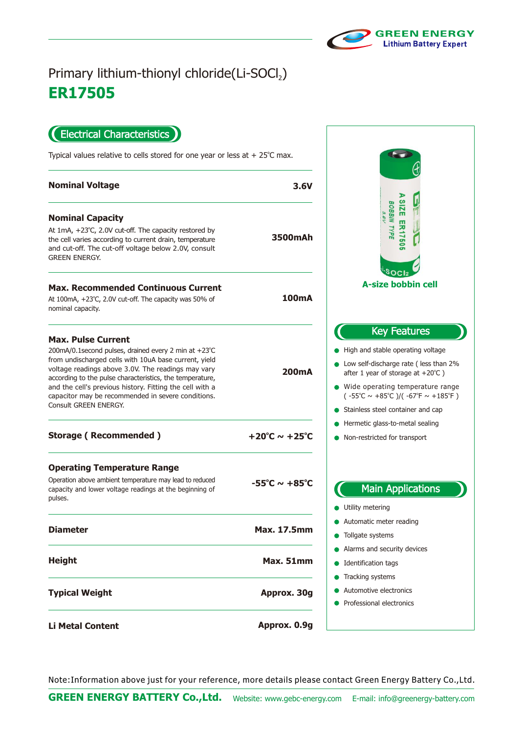GREEN ENERGY
Lithium Battery Expert

# Primary lithium-thionyl chloride(Li-$SOCl_2$)

# ER17505

## Electrical Characteristics

Typical values relative to cells stored for one year or less at + 25℃ max.

| Parameter | Value |
| --- | --- |
| **Nominal Voltage** | **3.6V** |
| **Nominal Capacity**<br>At 1mA, +23℃, 2.0V cut-off. The capacity restored by the cell varies according to current drain, temperature and cut-off. The cut-off voltage below 2.0V, consult GREEN ENERGY. | **3500mAh** |
| **Max. Recommended Continuous Current**<br>At 100mA, +23℃, 2.0V cut-off. The capacity was 50% of nominal capacity. | **100mA** |
| **Max. Pulse Current**<br>200mA/0.1second pulses, drained every 2 min at +23℃ from undischarged cells with 10uA base current, yield voltage readings above 3.0V. The readings may vary according to the pulse characteristics, the temperature, and the cell's previous history. Fitting the cell with a capacitor may be recommended in severe conditions. Consult GREEN ENERGY. | **200mA** |
| **Storage ( Recommended )** | **+20℃ ~ +25℃** |
| **Operating Temperature Range**<br>Operation above ambient temperature may lead to reduced capacity and lower voltage readings at the beginning of pulses. | **-55℃ ~ +85℃** |
| **Diameter** | **Max. 17.5mm** |
| **Height** | **Max. 51mm** |
| **Typical Weight** | **Approx. 30g** |
| **Li Metal Content** | **Approx. 0.9g** |

A-size bobbin cell

## Key Features

- High and stable operating voltage
- Low self-discharge rate ( less than 2% after 1 year of storage at +20℃ )
- Wide operating temperature range ( -55℃ ~ +85℃ )/( -67℉ ~ +185℉ )
- Stainless steel container and cap
- Hermetic glass-to-metal sealing
- Non-restricted for transport

## Main Applications

- Utility metering
- Automatic meter reading
- Tollgate systems
- Alarms and security devices
- Identification tags
- Tracking systems
- Automotive electronics
- Professional electronics

Note:Information above just for your reference, more details please contact Green Energy Battery Co.,Ltd.

**GREEN ENERGY BATTERY Co.,Ltd.** Website: www.gebc-energy.com E-mail: info@greenergy-battery.com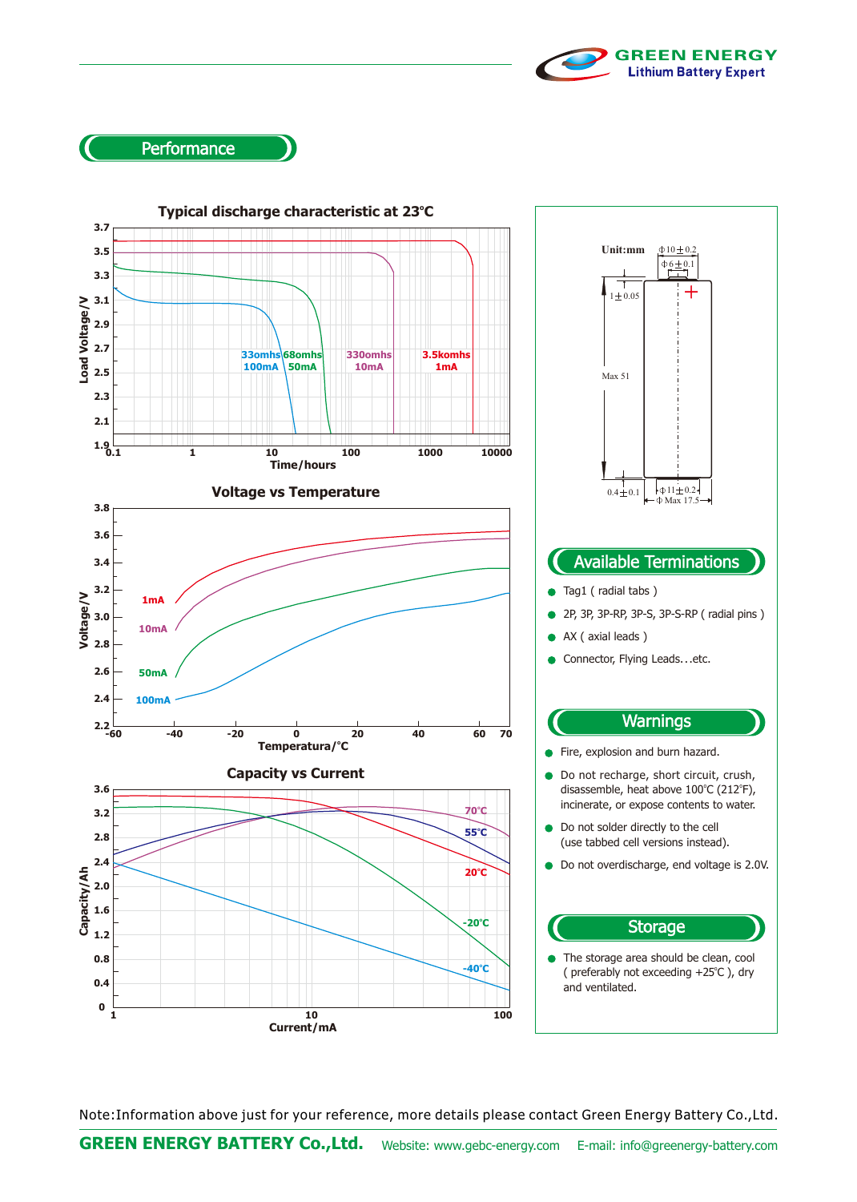## Performance

### Typical discharge characteristic at 23℃

Load Voltage/V

3.7
3.5
3.3
3.1
2.9
2.7
2.5
2.3
2.1
1.9

33omhs 100mA
68omhs 50mA
330omhs 10mA
3.5komhs 1mA

0.1
1
10
100
1000
10000

Time/hours

### Voltage vs Temperature

Voltage/V

3.8
3.6
3.4
3.2
3.0
2.8
2.6
2.4
2.2

1mA
10mA
50mA
100mA

-60
-40
-20
0
20
40
60
70

Temperatura/℃

### Capacity vs Current

Capacity/Ah

3.6
3.2
2.8
2.4
2.0
1.6
1.2
0.8
0.4
0

70℃
55℃
20℃
-20℃
-40℃

1
10
100

Current/mA

Unit:mm

Φ10±0.2
Φ6±0.1
1±0.05
Max 51
0.4±0.1
Φ11±0.2
Φ Max 17.5

## Available Terminations

- Tag1 ( radial tabs )
- 2P, 3P, 3P-RP, 3P-S, 3P-S-RP ( radial pins )
- AX ( axial leads )
- Connector, Flying Leads…etc.

## Warnings

- Fire, explosion and burn hazard.
- Do not recharge, short circuit, crush, disassemble, heat above 100℃ (212℉), incinerate, or expose contents to water.
- Do not solder directly to the cell (use tabbed cell versions instead).
- Do not overdischarge, end voltage is 2.0V.

## Storage

- The storage area should be clean, cool ( preferably not exceeding +25℃ ), dry and ventilated.

Note:Information above just for your reference, more details please contact Green Energy Battery Co.,Ltd.

**GREEN ENERGY BATTERY Co.,Ltd.** Website: www.gebc-energy.com E-mail: info@greenergy-battery.com